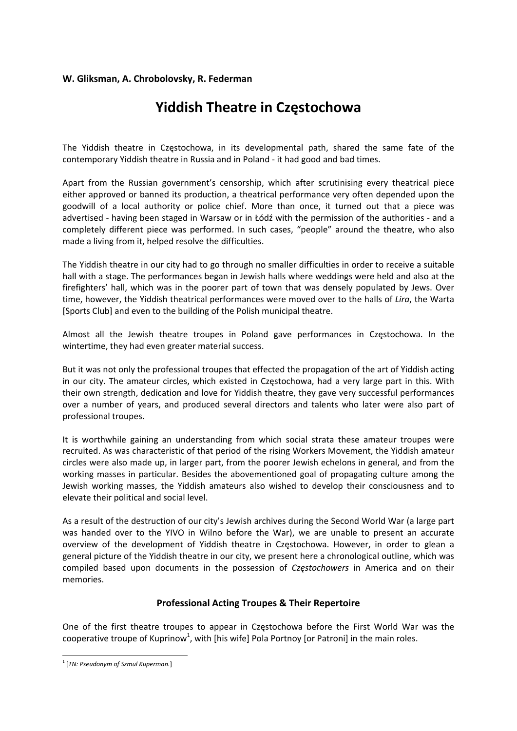**W. Gliksman, A. Chrobolovsky, R. Federman**

# Yiddish Theatre in Częstochowa

The Yiddish theatre in Częstochowa, in its developmental path, shared the same fate of the contemporary Yiddish theatre in Russia and in Poland - it had good and bad times.

Apart from the Russian government's censorship, which after scrutinising every theatrical piece either approved or banned its production, a theatrical performance very often depended upon the goodwill of a local authority or police chief. More than once, it turned out that a piece was advertised - having been staged in Warsaw or in Łódź with the permission of the authorities - and a completely different piece was performed. In such cases, "people" around the theatre, who also made a living from it, helped resolve the difficulties.

The Yiddish theatre in our city had to go through no smaller difficulties in order to receive a suitable hall with a stage. The performances began in Jewish halls where weddings were held and also at the firefighters' hall, which was in the poorer part of town that was densely populated by Jews. Over time, however, the Yiddish theatrical performances were moved over to the halls of *Lira*, the Warta [Sports Club] and even to the building of the Polish municipal theatre.

Almost all the Jewish theatre troupes in Poland gave performances in Częstochowa. In the wintertime, they had even greater material success.

But it was not only the professional troupes that effected the propagation of the art of Yiddish acting in our city. The amateur circles, which existed in Częstochowa, had a very large part in this. With their own strength, dedication and love for Yiddish theatre, they gave very successful performances over a number of years, and produced several directors and talents who later were also part of professional troupes.

It is worthwhile gaining an understanding from which social strata these amateur troupes were recruited. As was characteristic of that period of the rising Workers Movement, the Yiddish amateur circles were also made up, in larger part, from the poorer Jewish echelons in general, and from the working masses in particular. Besides the abovementioned goal of propagating culture among the Jewish working masses, the Yiddish amateurs also wished to develop their consciousness and to elevate their political and social level.

As a result of the destruction of our city's Jewish archives during the Second World War (a large part was handed over to the YIVO in Wilno before the War), we are unable to present an accurate overview of the development of Yiddish theatre in Częstochowa. However, in order to glean a general picture of the Yiddish theatre in our city, we present here a chronological outline, which was compiled based upon documents in the possession of *Częstochowers* in America and on their memories.

### Professional Acting Troupes & Their Repertoire

One of the first theatre troupes to appear in Częstochowa before the First World War was the cooperative troupe of Kuprinow[1], with [his wife] Pola Portnoy [or Patroni] in the main roles.

---

[1] [*TN: Pseudonym of Szmul Kuperman.*]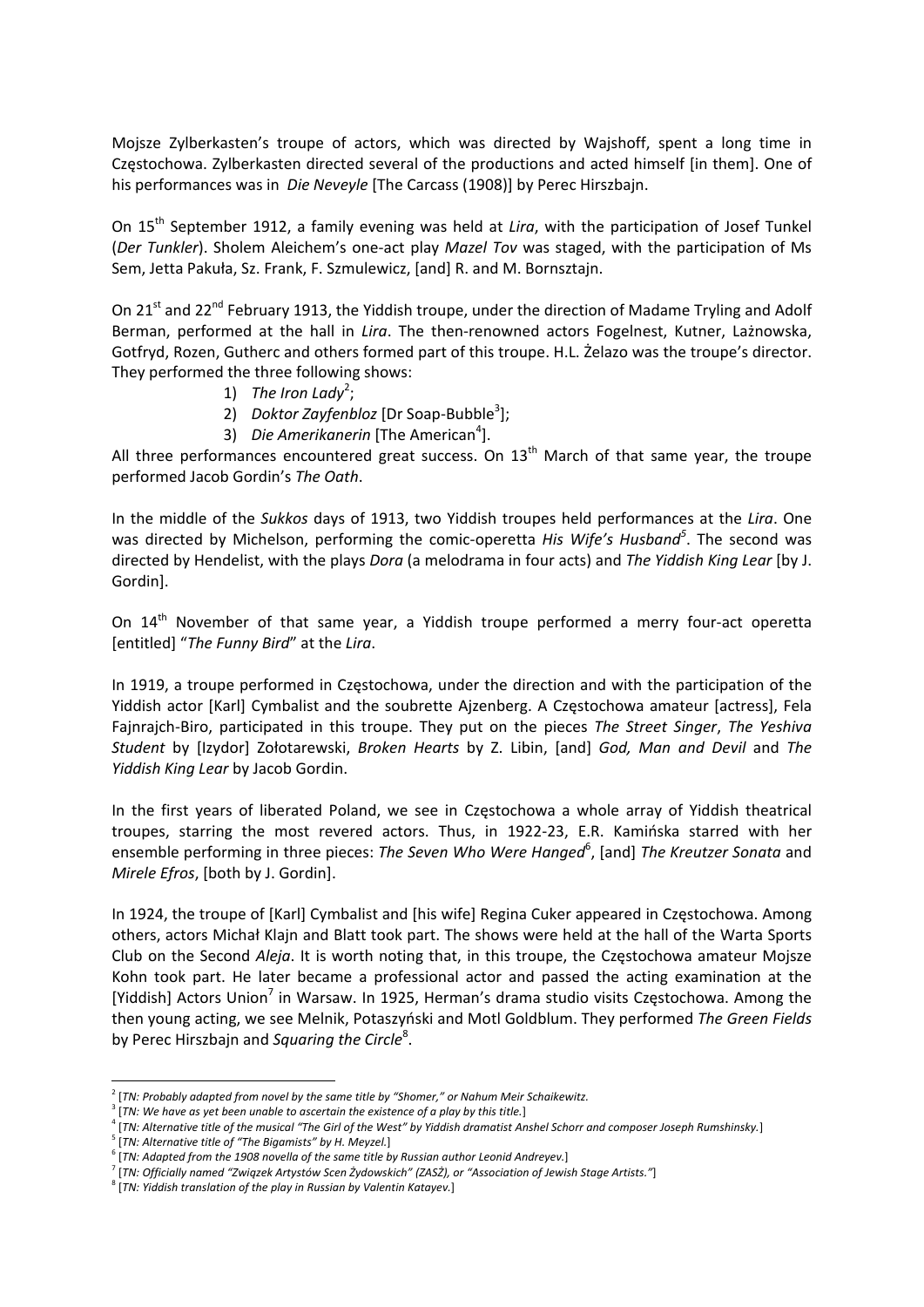Mojsze Zylberkasten's troupe of actors, which was directed by Wajshoff, spent a long time in Częstochowa. Zylberkasten directed several of the productions and acted himself [in them]. One of his performances was in *Die Neveyle* [The Carcass (1908)] by Perec Hirszbajn.

On 15th September 1912, a family evening was held at *Lira*, with the participation of Josef Tunkel (*Der Tunkler*). Sholem Aleichem's one-act play *Mazel Tov* was staged, with the participation of Ms Sem, Jetta Pakuła, Sz. Frank, F. Szmulewicz, [and] R. and M. Bornsztajn.

On 21st and 22nd February 1913, the Yiddish troupe, under the direction of Madame Tryling and Adolf Berman, performed at the hall in *Lira*. The then-renowned actors Fogelnest, Kutner, Lażnowska, Gotfryd, Rozen, Gutherc and others formed part of this troupe. H.L. Żelazo was the troupe's director. They performed the three following shows:

1) *The Iron Lady*[2];
2) *Doktor Zayfenbloz* [Dr Soap-Bubble[3]];
3) *Die Amerikanerin* [The American[4]].

All three performances encountered great success. On 13th March of that same year, the troupe performed Jacob Gordin's *The Oath*.

In the middle of the *Sukkos* days of 1913, two Yiddish troupes held performances at the *Lira*. One was directed by Michelson, performing the comic-operetta *His Wife's Husband*[5]. The second was directed by Hendelist, with the plays *Dora* (a melodrama in four acts) and *The Yiddish King Lear* [by J. Gordin].

On 14th November of that same year, a Yiddish troupe performed a merry four-act operetta [entitled] "*The Funny Bird*" at the *Lira*.

In 1919, a troupe performed in Częstochowa, under the direction and with the participation of the Yiddish actor [Karl] Cymbalist and the soubrette Ajzenberg. A Częstochowa amateur [actress], Fela Fajnrajch-Biro, participated in this troupe. They put on the pieces *The Street Singer*, *The Yeshiva Student* by [Izydor] Zołotarewski, *Broken Hearts* by Z. Libin, [and] *God, Man and Devil* and *The Yiddish King Lear* by Jacob Gordin.

In the first years of liberated Poland, we see in Częstochowa a whole array of Yiddish theatrical troupes, starring the most revered actors. Thus, in 1922-23, E.R. Kamińska starred with her ensemble performing in three pieces: *The Seven Who Were Hanged*[6], [and] *The Kreutzer Sonata* and *Mirele Efros*, [both by J. Gordin].

In 1924, the troupe of [Karl] Cymbalist and [his wife] Regina Cuker appeared in Częstochowa. Among others, actors Michał Klajn and Blatt took part. The shows were held at the hall of the Warta Sports Club on the Second *Aleja*. It is worth noting that, in this troupe, the Częstochowa amateur Mojsze Kohn took part. He later became a professional actor and passed the acting examination at the [Yiddish] Actors Union[7] in Warsaw. In 1925, Herman's drama studio visits Częstochowa. Among the then young acting, we see Melnik, Potaszyński and Motl Goldblum. They performed *The Green Fields* by Perec Hirszbajn and *Squaring the Circle*[8].

---

[2] [*TN: Probably adapted from novel by the same title by "Shomer," or Nahum Meir Schaikewitz.*

[3] [*TN: We have as yet been unable to ascertain the existence of a play by this title.*]

[4] [*TN: Alternative title of the musical "The Girl of the West" by Yiddish dramatist Anshel Schorr and composer Joseph Rumshinsky.*]

[5] [*TN: Alternative title of "The Bigamists" by H. Meyzel.*]

[6] [*TN: Adapted from the 1908 novella of the same title by Russian author Leonid Andreyev.*]

[7] [*TN: Officially named "Związek Artystów Scen Żydowskich" (ZASŻ), or "Association of Jewish Stage Artists."*]

[8] [*TN: Yiddish translation of the play in Russian by Valentin Katayev.*]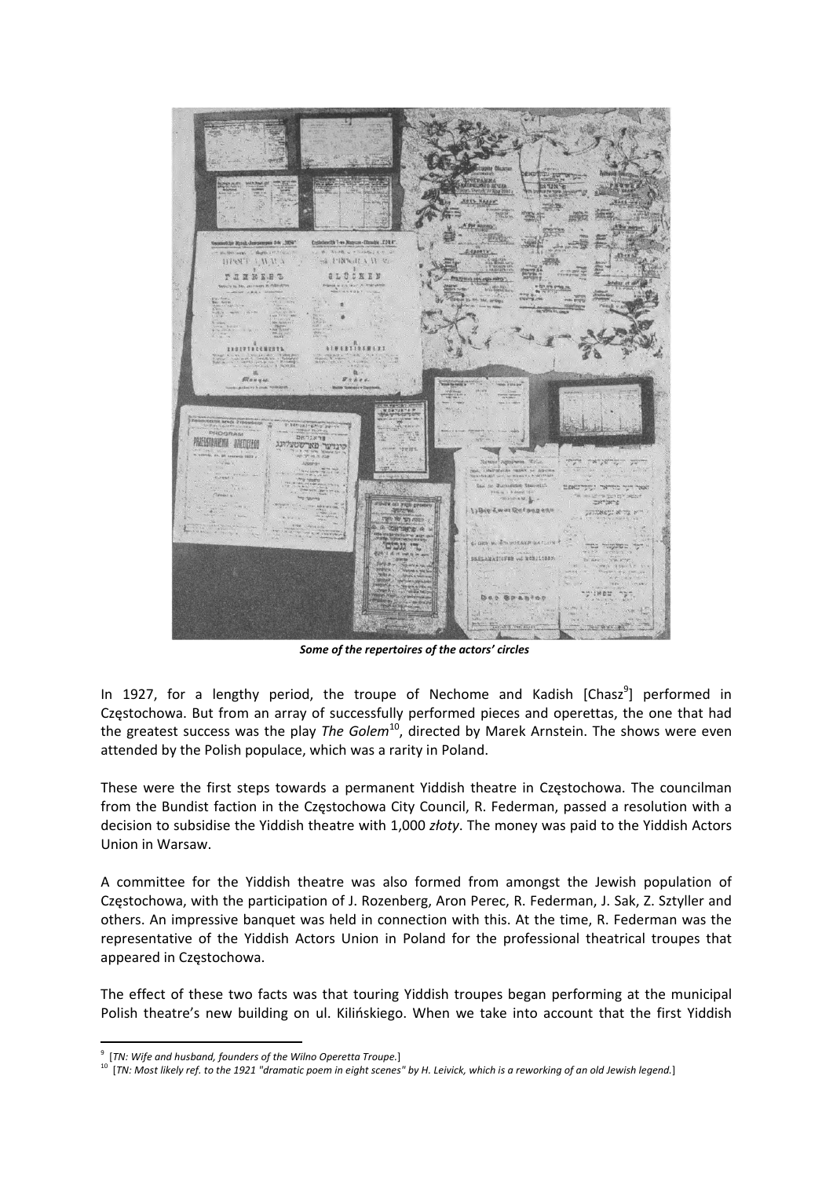*Some of the repertoires of the actors' circles*

In 1927, for a lengthy period, the troupe of Nechome and Kadish [Chasz[9]] performed in Częstochowa. But from an array of successfully performed pieces and operettas, the one that had the greatest success was the play *The Golem*[10], directed by Marek Arnstein. The shows were even attended by the Polish populace, which was a rarity in Poland.

These were the first steps towards a permanent Yiddish theatre in Częstochowa. The councilman from the Bundist faction in the Częstochowa City Council, R. Federman, passed a resolution with a decision to subsidise the Yiddish theatre with 1,000 *złoty*. The money was paid to the Yiddish Actors Union in Warsaw.

A committee for the Yiddish theatre was also formed from amongst the Jewish population of Częstochowa, with the participation of J. Rozenberg, Aron Perec, R. Federman, J. Sak, Z. Sztyller and others. An impressive banquet was held in connection with this. At the time, R. Federman was the representative of the Yiddish Actors Union in Poland for the professional theatrical troupes that appeared in Częstochowa.

The effect of these two facts was that touring Yiddish troupes began performing at the municipal Polish theatre's new building on ul. Kilińskiego. When we take into account that the first Yiddish

---

[9] [*TN: Wife and husband, founders of the Wilno Operetta Troupe.*]

[10] [*TN: Most likely ref. to the 1921 "dramatic poem in eight scenes" by H. Leivick, which is a reworking of an old Jewish legend.*]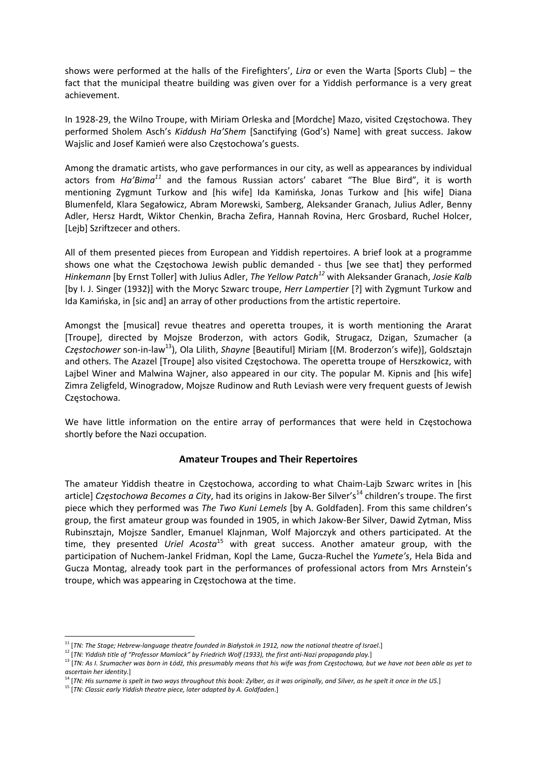shows were performed at the halls of the Firefighters', *Lira* or even the Warta [Sports Club] – the fact that the municipal theatre building was given over for a Yiddish performance is a very great achievement.

In 1928-29, the Wilno Troupe, with Miriam Orleska and [Mordche] Mazo, visited Częstochowa. They performed Sholem Asch's *Kiddush Ha'Shem* [Sanctifying (God's) Name] with great success. Jakow Wajslic and Josef Kamień were also Częstochowa's guests.

Among the dramatic artists, who gave performances in our city, as well as appearances by individual actors from *Ha'Bima*[11] and the famous Russian actors' cabaret "The Blue Bird", it is worth mentioning Zygmunt Turkow and [his wife] Ida Kamińska, Jonas Turkow and [his wife] Diana Blumenfeld, Klara Segałowicz, Abram Morewski, Samberg, Aleksander Granach, Julius Adler, Benny Adler, Hersz Hardt, Wiktor Chenkin, Bracha Zefira, Hannah Rovina, Herc Grosbard, Ruchel Holcer, [Lejb] Szriftzecer and others.

All of them presented pieces from European and Yiddish repertoires. A brief look at a programme shows one what the Częstochowa Jewish public demanded - thus [we see that] they performed *Hinkemann* [by Ernst Toller] with Julius Adler, *The Yellow Patch*[12] with Aleksander Granach, *Josie Kalb* [by I. J. Singer (1932)] with the Moryc Szwarc troupe, *Herr Lampertier* [?] with Zygmunt Turkow and Ida Kamińska, in [sic and] an array of other productions from the artistic repertoire.

Amongst the [musical] revue theatres and operetta troupes, it is worth mentioning the Ararat [Troupe], directed by Mojsze Broderzon, with actors Godik, Strugacz, Dzigan, Szumacher (a *Częstochower* son-in-law[13]), Ola Lilith, *Shayne* [Beautiful] Miriam [(M. Broderzon's wife)], Goldsztajn and others. The Azazel [Troupe] also visited Częstochowa. The operetta troupe of Herszkowicz, with Lajbel Winer and Malwina Wajner, also appeared in our city. The popular M. Kipnis and [his wife] Zimra Zeligfeld, Winogradow, Mojsze Rudinow and Ruth Leviash were very frequent guests of Jewish Częstochowa.

We have little information on the entire array of performances that were held in Częstochowa shortly before the Nazi occupation.

## Amateur Troupes and Their Repertoires

The amateur Yiddish theatre in Częstochowa, according to what Chaim-Lajb Szwarc writes in [his article] *Częstochowa Becomes a City*, had its origins in Jakow-Ber Silver's[14] children's troupe. The first piece which they performed was *The Two Kuni Lemels* [by A. Goldfaden]. From this same children's group, the first amateur group was founded in 1905, in which Jakow-Ber Silver, Dawid Zytman, Miss Rubinsztajn, Mojsze Sandler, Emanuel Klajnman, Wolf Majorczyk and others participated. At the time, they presented *Uriel Acosta*[15] with great success. Another amateur group, with the participation of Nuchem-Jankel Fridman, Kopl the Lame, Gucza-Ruchel the *Yumete's*, Hela Bida and Gucza Montag, already took part in the performances of professional actors from Mrs Arnstein's troupe, which was appearing in Częstochowa at the time.

---

[11] [*TN: The Stage; Hebrew-language theatre founded in Białystok in 1912, now the national theatre of Israel*.]

[12] [*TN: Yiddish title of "Professor Mamlock" by Friedrich Wolf (1933), the first anti-Nazi propaganda play.*]

[13] [*TN: As I. Szumacher was born in Łódź, this presumably means that his wife was from Częstochowa, but we have not been able as yet to ascertain her identity.*]

[14] [*TN: His surname is spelt in two ways throughout this book: Zylber, as it was originally, and Silver, as he spelt it once in the US.*]

[15] [*TN: Classic early Yiddish theatre piece, later adapted by A. Goldfaden*.]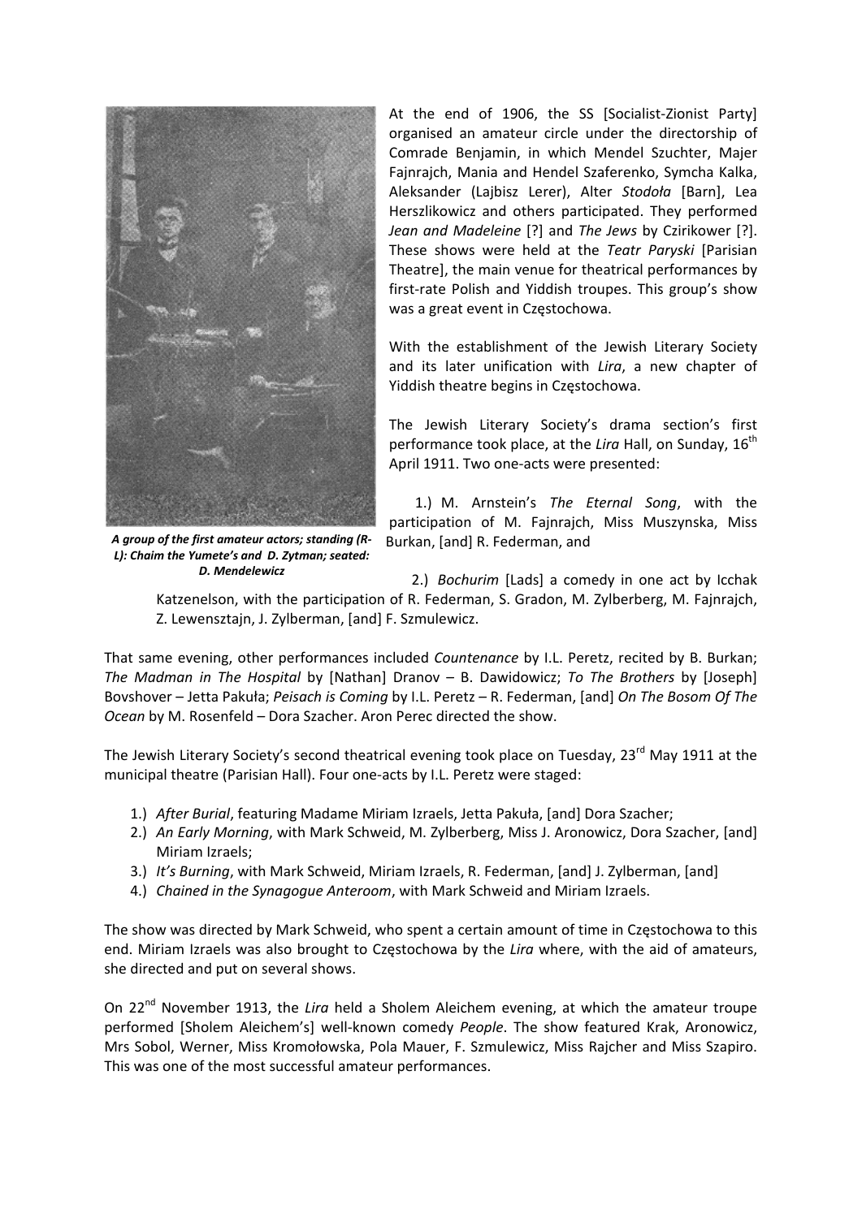A group of the first amateur actors; standing (R-L): Chaim the Yumete's and D. Zytman; seated: D. Mendelewicz

At the end of 1906, the SS [Socialist-Zionist Party] organised an amateur circle under the directorship of Comrade Benjamin, in which Mendel Szuchter, Majer Fajnrajch, Mania and Hendel Szaferenko, Symcha Kalka, Aleksander (Lajbisz Lerer), Alter *Stodoła* [Barn], Lea Herszlikowicz and others participated. They performed *Jean and Madeleine* [?] and *The Jews* by Czirikower [?]. These shows were held at the *Teatr Paryski* [Parisian Theatre], the main venue for theatrical performances by first-rate Polish and Yiddish troupes. This group's show was a great event in Częstochowa.

With the establishment of the Jewish Literary Society and its later unification with *Lira*, a new chapter of Yiddish theatre begins in Częstochowa.

The Jewish Literary Society's drama section's first performance took place, at the *Lira* Hall, on Sunday, 16th April 1911. Two one-acts were presented:

1.) M. Arnstein's *The Eternal Song*, with the participation of M. Fajnrajch, Miss Muszynska, Miss Burkan, [and] R. Federman, and

2.) *Bochurim* [Lads] a comedy in one act by Icchak Katzenelson, with the participation of R. Federman, S. Gradon, M. Zylberberg, M. Fajnrajch, Z. Lewensztajn, J. Zylberman, [and] F. Szmulewicz.

That same evening, other performances included *Countenance* by I.L. Peretz, recited by B. Burkan; *The Madman in The Hospital* by [Nathan] Dranov – B. Dawidowicz; *To The Brothers* by [Joseph] Bovshover – Jetta Pakuła; *Peisach is Coming* by I.L. Peretz – R. Federman, [and] *On The Bosom Of The Ocean* by M. Rosenfeld – Dora Szacher. Aron Perec directed the show.

The Jewish Literary Society's second theatrical evening took place on Tuesday, 23rd May 1911 at the municipal theatre (Parisian Hall). Four one-acts by I.L. Peretz were staged:

1.) *After Burial*, featuring Madame Miriam Izraels, Jetta Pakuła, [and] Dora Szacher;
2.) *An Early Morning*, with Mark Schweid, M. Zylberberg, Miss J. Aronowicz, Dora Szacher, [and] Miriam Izraels;
3.) *It's Burning*, with Mark Schweid, Miriam Izraels, R. Federman, [and] J. Zylberman, [and]
4.) *Chained in the Synagogue Anteroom*, with Mark Schweid and Miriam Izraels.

The show was directed by Mark Schweid, who spent a certain amount of time in Częstochowa to this end. Miriam Izraels was also brought to Częstochowa by the *Lira* where, with the aid of amateurs, she directed and put on several shows.

On 22nd November 1913, the *Lira* held a Sholem Aleichem evening, at which the amateur troupe performed [Sholem Aleichem's] well-known comedy *People*. The show featured Krak, Aronowicz, Mrs Sobol, Werner, Miss Kromołowska, Pola Mauer, F. Szmulewicz, Miss Rajcher and Miss Szapiro. This was one of the most successful amateur performances.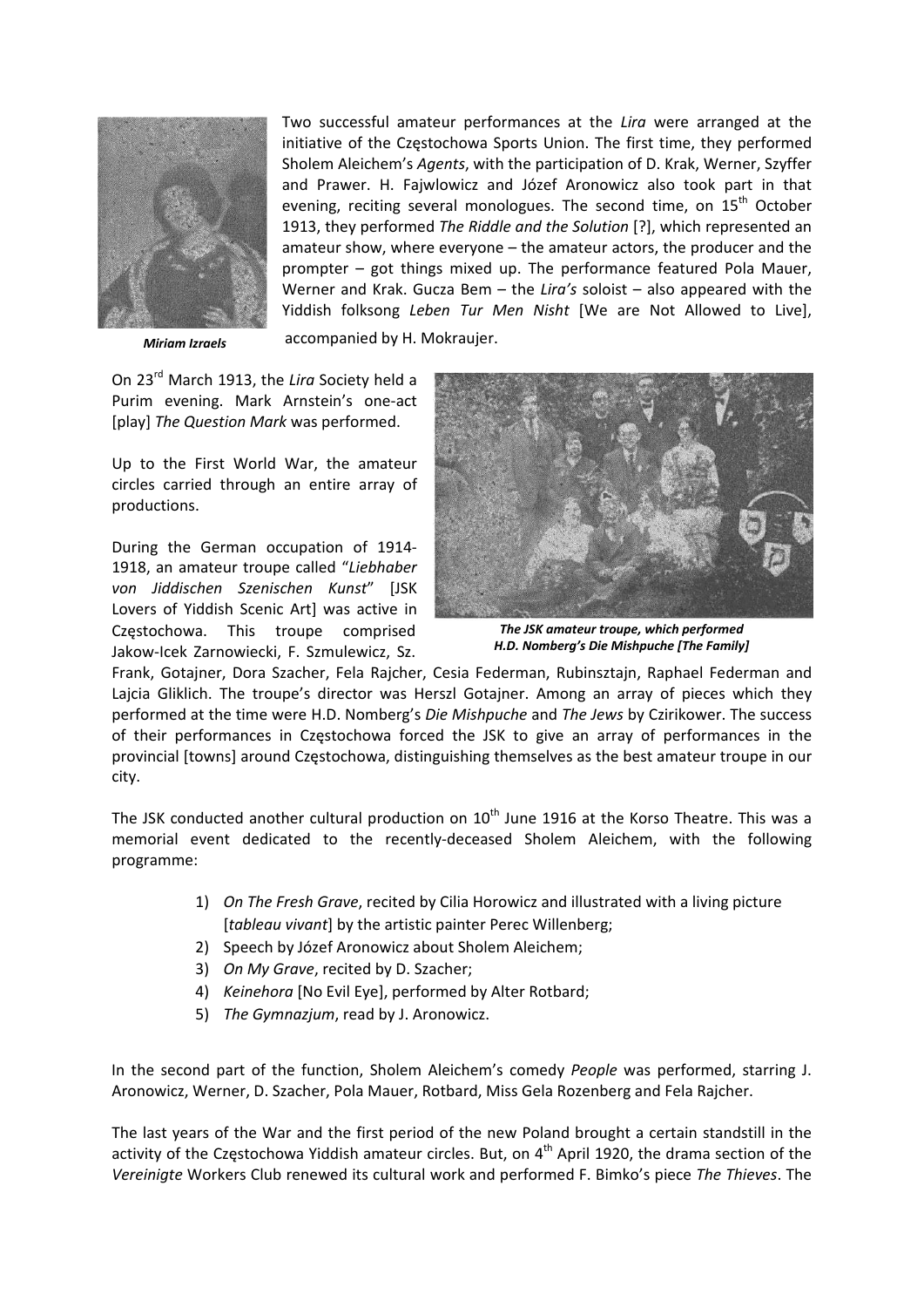Two successful amateur performances at the *Lira* were arranged at the initiative of the Częstochowa Sports Union. The first time, they performed Sholem Aleichem's *Agents*, with the participation of D. Krak, Werner, Szyffer and Prawer. H. Fajwlowicz and Józef Aronowicz also took part in that evening, reciting several monologues. The second time, on 15th October 1913, they performed *The Riddle and the Solution* [?], which represented an amateur show, where everyone – the amateur actors, the producer and the prompter – got things mixed up. The performance featured Pola Mauer, Werner and Krak. Gucza Bem – the *Lira's* soloist – also appeared with the Yiddish folksong *Leben Tur Men Nisht* [We are Not Allowed to Live], accompanied by H. Mokraujer.

***Miriam Izraels***

On 23rd March 1913, the *Lira* Society held a Purim evening. Mark Arnstein's one-act [play] *The Question Mark* was performed.

Up to the First World War, the amateur circles carried through an entire array of productions.

During the German occupation of 1914-1918, an amateur troupe called "*Liebhaber von Jiddischen Szenischen Kunst*" [JSK Lovers of Yiddish Scenic Art] was active in Częstochowa. This troupe comprised Jakow-Icek Zarnowiecki, F. Szmulewicz, Sz. Frank, Gotajner, Dora Szacher, Fela Rajcher, Cesia Federman, Rubinsztajn, Raphael Federman and Lajcia Gliklich. The troupe's director was Herszl Gotajner. Among an array of pieces which they performed at the time were H.D. Nomberg's *Die Mishpuche* and *The Jews* by Czirikower. The success of their performances in Częstochowa forced the JSK to give an array of performances in the provincial [towns] around Częstochowa, distinguishing themselves as the best amateur troupe in our city.

***The JSK amateur troupe, which performed H.D. Nomberg's Die Mishpuche [The Family]***

The JSK conducted another cultural production on 10th June 1916 at the Korso Theatre. This was a memorial event dedicated to the recently-deceased Sholem Aleichem, with the following programme:

1) *On The Fresh Grave*, recited by Cilia Horowicz and illustrated with a living picture [*tableau vivant*] by the artistic painter Perec Willenberg;
2) Speech by Józef Aronowicz about Sholem Aleichem;
3) *On My Grave*, recited by D. Szacher;
4) *Keinehora* [No Evil Eye], performed by Alter Rotbard;
5) *The Gymnazjum*, read by J. Aronowicz.

In the second part of the function, Sholem Aleichem's comedy *People* was performed, starring J. Aronowicz, Werner, D. Szacher, Pola Mauer, Rotbard, Miss Gela Rozenberg and Fela Rajcher.

The last years of the War and the first period of the new Poland brought a certain standstill in the activity of the Częstochowa Yiddish amateur circles. But, on 4th April 1920, the drama section of the *Vereinigte* Workers Club renewed its cultural work and performed F. Bimko's piece *The Thieves*. The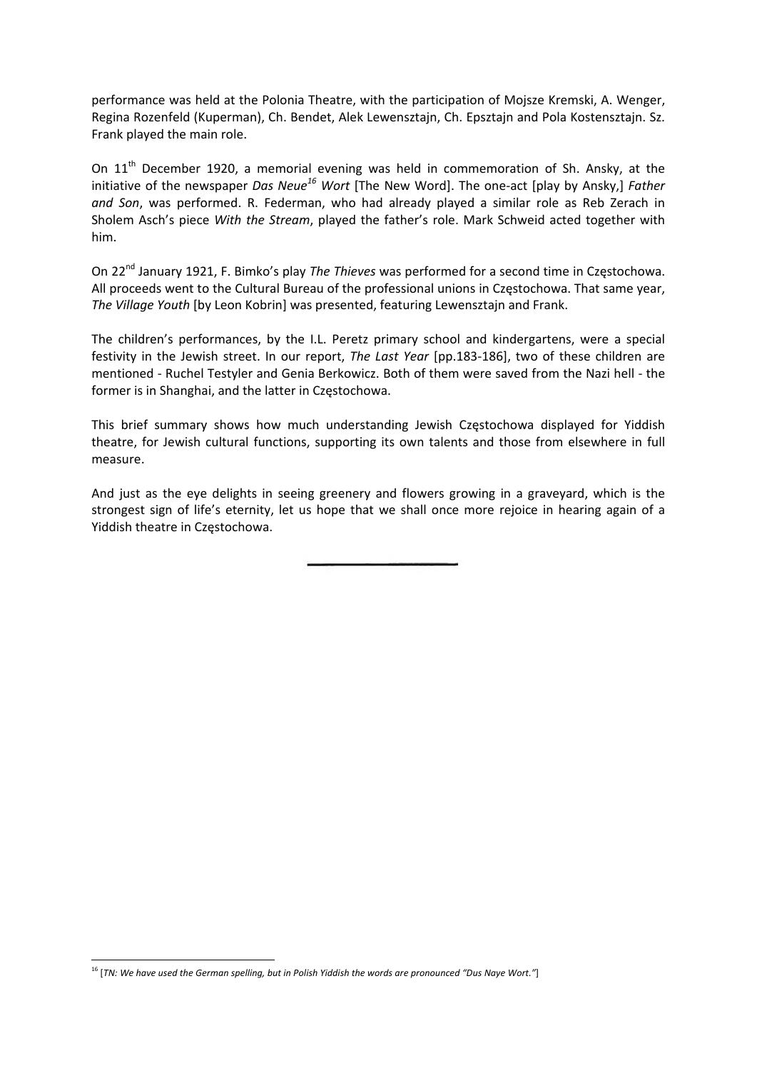performance was held at the Polonia Theatre, with the participation of Mojsze Kremski, A. Wenger, Regina Rozenfeld (Kuperman), Ch. Bendet, Alek Lewensztajn, Ch. Epsztajn and Pola Kostensztajn. Sz. Frank played the main role.

On 11th December 1920, a memorial evening was held in commemoration of Sh. Ansky, at the initiative of the newspaper *Das Neue*[16] *Wort* [The New Word]. The one-act [play by Ansky,] *Father and Son*, was performed. R. Federman, who had already played a similar role as Reb Zerach in Sholem Asch's piece *With the Stream*, played the father's role. Mark Schweid acted together with him.

On 22nd January 1921, F. Bimko's play *The Thieves* was performed for a second time in Częstochowa. All proceeds went to the Cultural Bureau of the professional unions in Częstochowa. That same year, *The Village Youth* [by Leon Kobrin] was presented, featuring Lewensztajn and Frank.

The children's performances, by the I.L. Peretz primary school and kindergartens, were a special festivity in the Jewish street. In our report, *The Last Year* [pp.183-186], two of these children are mentioned - Ruchel Testyler and Genia Berkowicz. Both of them were saved from the Nazi hell - the former is in Shanghai, and the latter in Częstochowa.

This brief summary shows how much understanding Jewish Częstochowa displayed for Yiddish theatre, for Jewish cultural functions, supporting its own talents and those from elsewhere in full measure.

And just as the eye delights in seeing greenery and flowers growing in a graveyard, which is the strongest sign of life's eternity, let us hope that we shall once more rejoice in hearing again of a Yiddish theatre in Częstochowa.

---

[16] [*TN: We have used the German spelling, but in Polish Yiddish the words are pronounced "Dus Naye Wort."*]